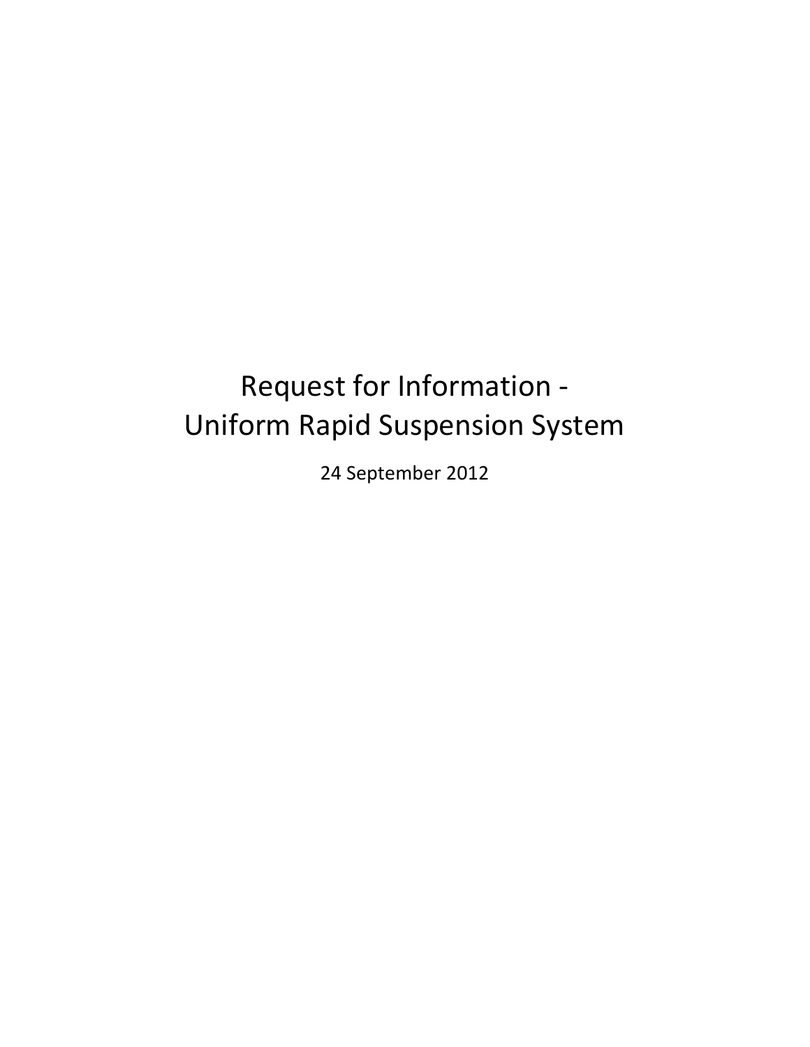# Request for Information - Uniform Rapid Suspension System

24 September 2012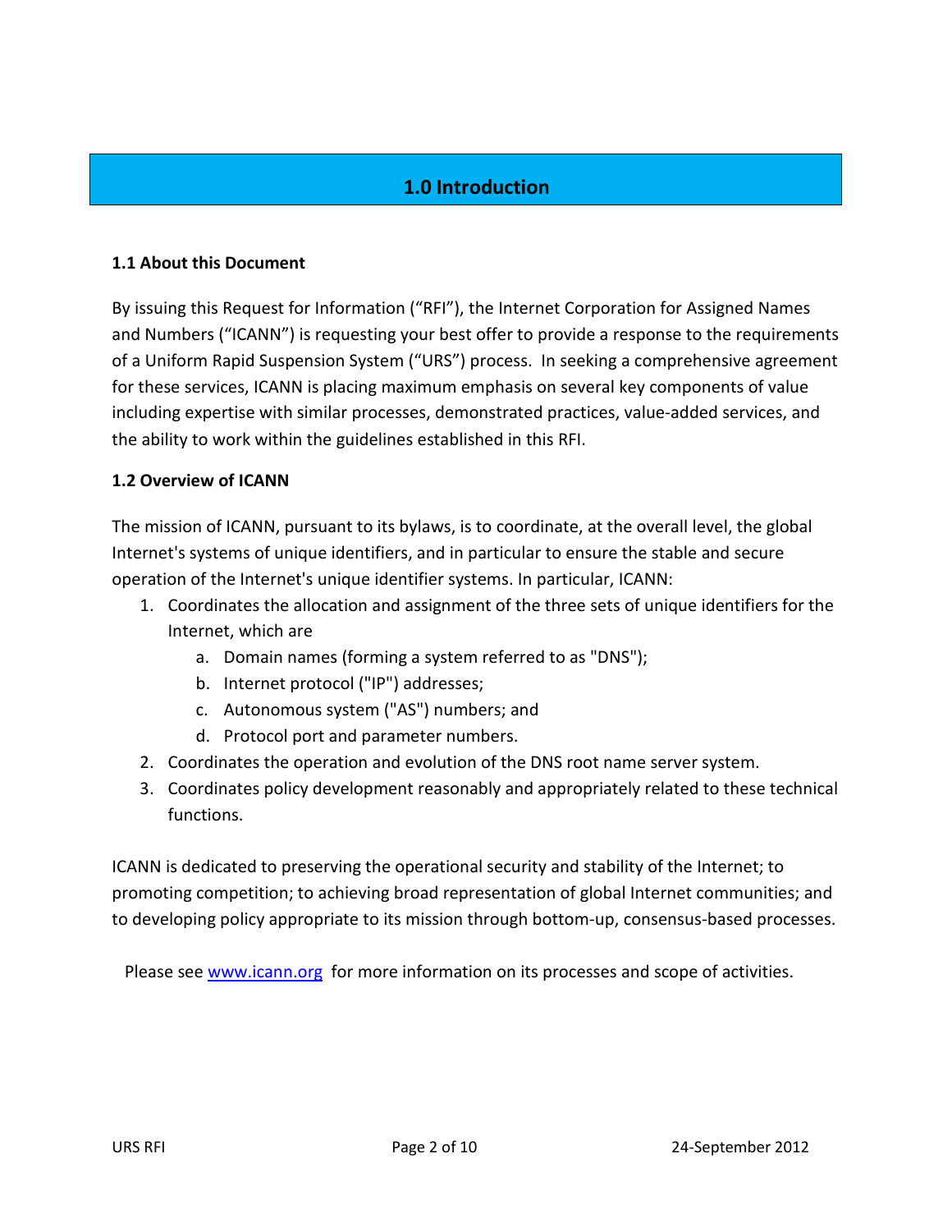# 1.0 Introduction

### 1.1 About this Document

By issuing this Request for Information ("RFI"), the Internet Corporation for Assigned Names and Numbers ("ICANN") is requesting your best offer to provide a response to the requirements of a Uniform Rapid Suspension System ("URS") process. In seeking a comprehensive agreement for these services, ICANN is placing maximum emphasis on several key components of value including expertise with similar processes, demonstrated practices, value-added services, and the ability to work within the guidelines established in this RFI.

### 1.2 Overview of ICANN

The mission of ICANN, pursuant to its bylaws, is to coordinate, at the overall level, the global Internet's systems of unique identifiers, and in particular to ensure the stable and secure operation of the Internet's unique identifier systems. In particular, ICANN:

1. Coordinates the allocation and assignment of the three sets of unique identifiers for the Internet, which are
   a. Domain names (forming a system referred to as "DNS");
   b. Internet protocol ("IP") addresses;
   c. Autonomous system ("AS") numbers; and
   d. Protocol port and parameter numbers.
2. Coordinates the operation and evolution of the DNS root name server system.
3. Coordinates policy development reasonably and appropriately related to these technical functions.

ICANN is dedicated to preserving the operational security and stability of the Internet; to promoting competition; to achieving broad representation of global Internet communities; and to developing policy appropriate to its mission through bottom-up, consensus-based processes.

Please see [www.icann.org](http://www.icann.org) for more information on its processes and scope of activities.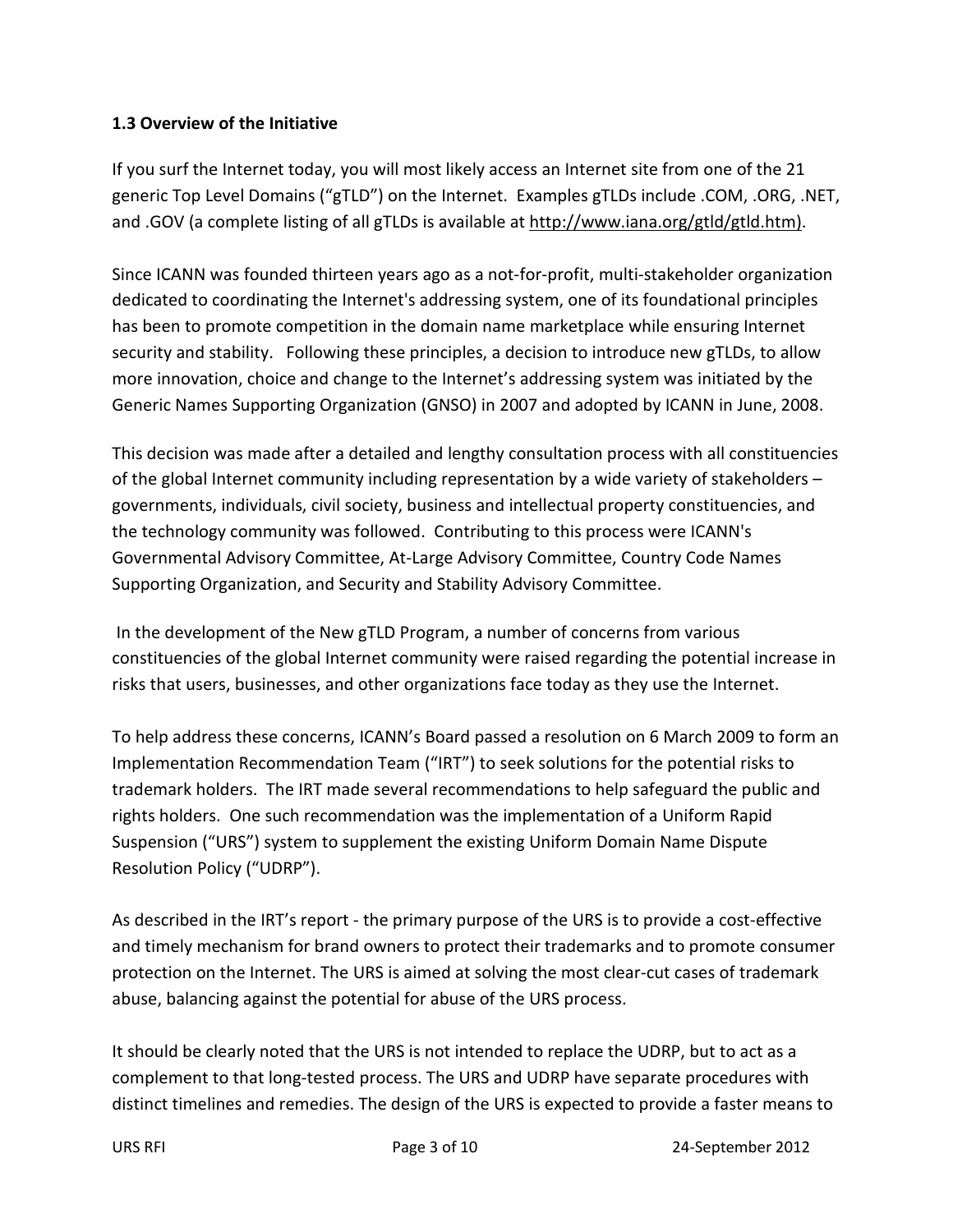### 1.3 Overview of the Initiative

If you surf the Internet today, you will most likely access an Internet site from one of the 21 generic Top Level Domains ("gTLD") on the Internet. Examples gTLDs include .COM, .ORG, .NET, and .GOV (a complete listing of all gTLDs is available at http://www.iana.org/gtld/gtld.htm).

Since ICANN was founded thirteen years ago as a not-for-profit, multi-stakeholder organization dedicated to coordinating the Internet's addressing system, one of its foundational principles has been to promote competition in the domain name marketplace while ensuring Internet security and stability. Following these principles, a decision to introduce new gTLDs, to allow more innovation, choice and change to the Internet's addressing system was initiated by the Generic Names Supporting Organization (GNSO) in 2007 and adopted by ICANN in June, 2008.

This decision was made after a detailed and lengthy consultation process with all constituencies of the global Internet community including representation by a wide variety of stakeholders – governments, individuals, civil society, business and intellectual property constituencies, and the technology community was followed. Contributing to this process were ICANN's Governmental Advisory Committee, At-Large Advisory Committee, Country Code Names Supporting Organization, and Security and Stability Advisory Committee.

In the development of the New gTLD Program, a number of concerns from various constituencies of the global Internet community were raised regarding the potential increase in risks that users, businesses, and other organizations face today as they use the Internet.

To help address these concerns, ICANN's Board passed a resolution on 6 March 2009 to form an Implementation Recommendation Team ("IRT") to seek solutions for the potential risks to trademark holders. The IRT made several recommendations to help safeguard the public and rights holders. One such recommendation was the implementation of a Uniform Rapid Suspension ("URS") system to supplement the existing Uniform Domain Name Dispute Resolution Policy ("UDRP").

As described in the IRT's report - the primary purpose of the URS is to provide a cost-effective and timely mechanism for brand owners to protect their trademarks and to promote consumer protection on the Internet. The URS is aimed at solving the most clear-cut cases of trademark abuse, balancing against the potential for abuse of the URS process.

It should be clearly noted that the URS is not intended to replace the UDRP, but to act as a complement to that long-tested process. The URS and UDRP have separate procedures with distinct timelines and remedies. The design of the URS is expected to provide a faster means to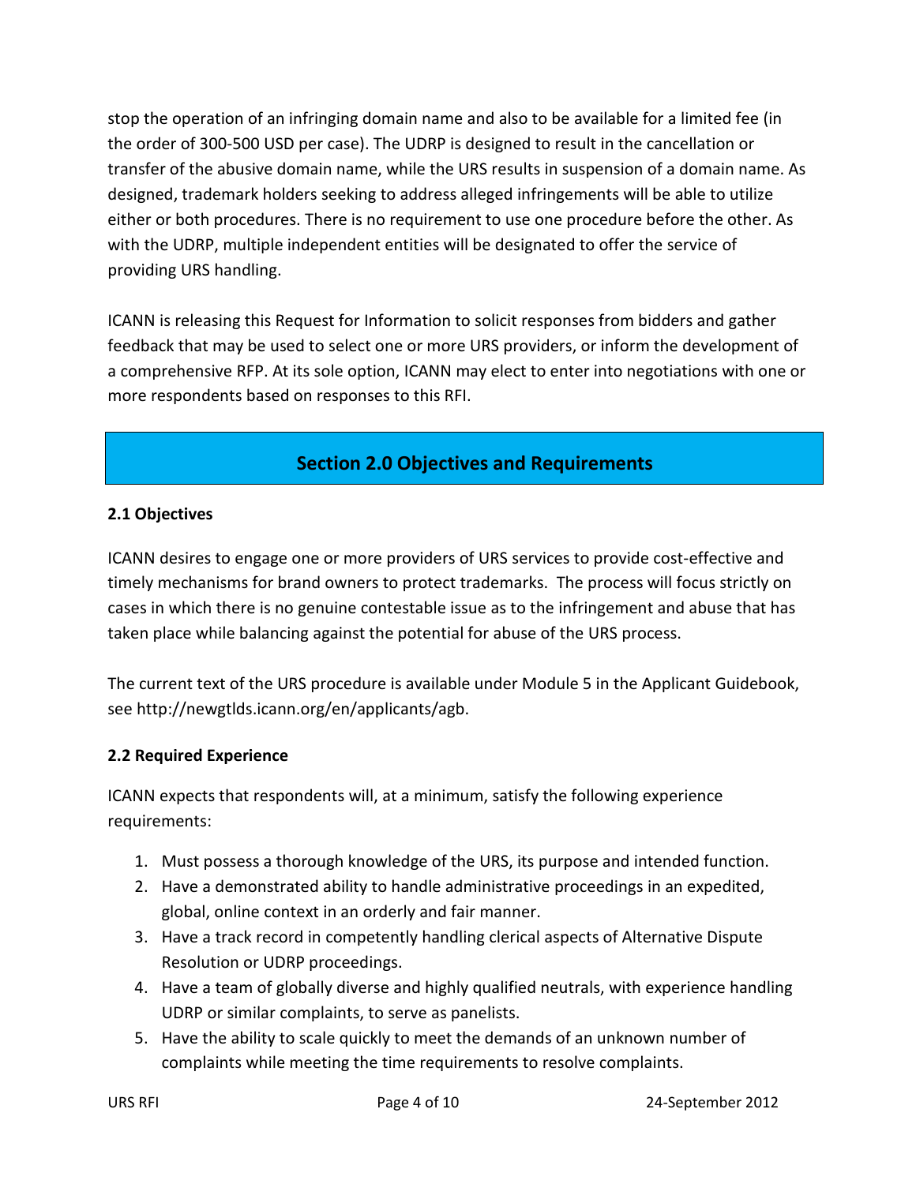stop the operation of an infringing domain name and also to be available for a limited fee (in the order of 300-500 USD per case). The UDRP is designed to result in the cancellation or transfer of the abusive domain name, while the URS results in suspension of a domain name. As designed, trademark holders seeking to address alleged infringements will be able to utilize either or both procedures. There is no requirement to use one procedure before the other. As with the UDRP, multiple independent entities will be designated to offer the service of providing URS handling.

ICANN is releasing this Request for Information to solicit responses from bidders and gather feedback that may be used to select one or more URS providers, or inform the development of a comprehensive RFP. At its sole option, ICANN may elect to enter into negotiations with one or more respondents based on responses to this RFI.

## Section 2.0 Objectives and Requirements

### 2.1 Objectives

ICANN desires to engage one or more providers of URS services to provide cost-effective and timely mechanisms for brand owners to protect trademarks. The process will focus strictly on cases in which there is no genuine contestable issue as to the infringement and abuse that has taken place while balancing against the potential for abuse of the URS process.

The current text of the URS procedure is available under Module 5 in the Applicant Guidebook, see http://newgtlds.icann.org/en/applicants/agb.

### 2.2 Required Experience

ICANN expects that respondents will, at a minimum, satisfy the following experience requirements:

1. Must possess a thorough knowledge of the URS, its purpose and intended function.
2. Have a demonstrated ability to handle administrative proceedings in an expedited, global, online context in an orderly and fair manner.
3. Have a track record in competently handling clerical aspects of Alternative Dispute Resolution or UDRP proceedings.
4. Have a team of globally diverse and highly qualified neutrals, with experience handling UDRP or similar complaints, to serve as panelists.
5. Have the ability to scale quickly to meet the demands of an unknown number of complaints while meeting the time requirements to resolve complaints.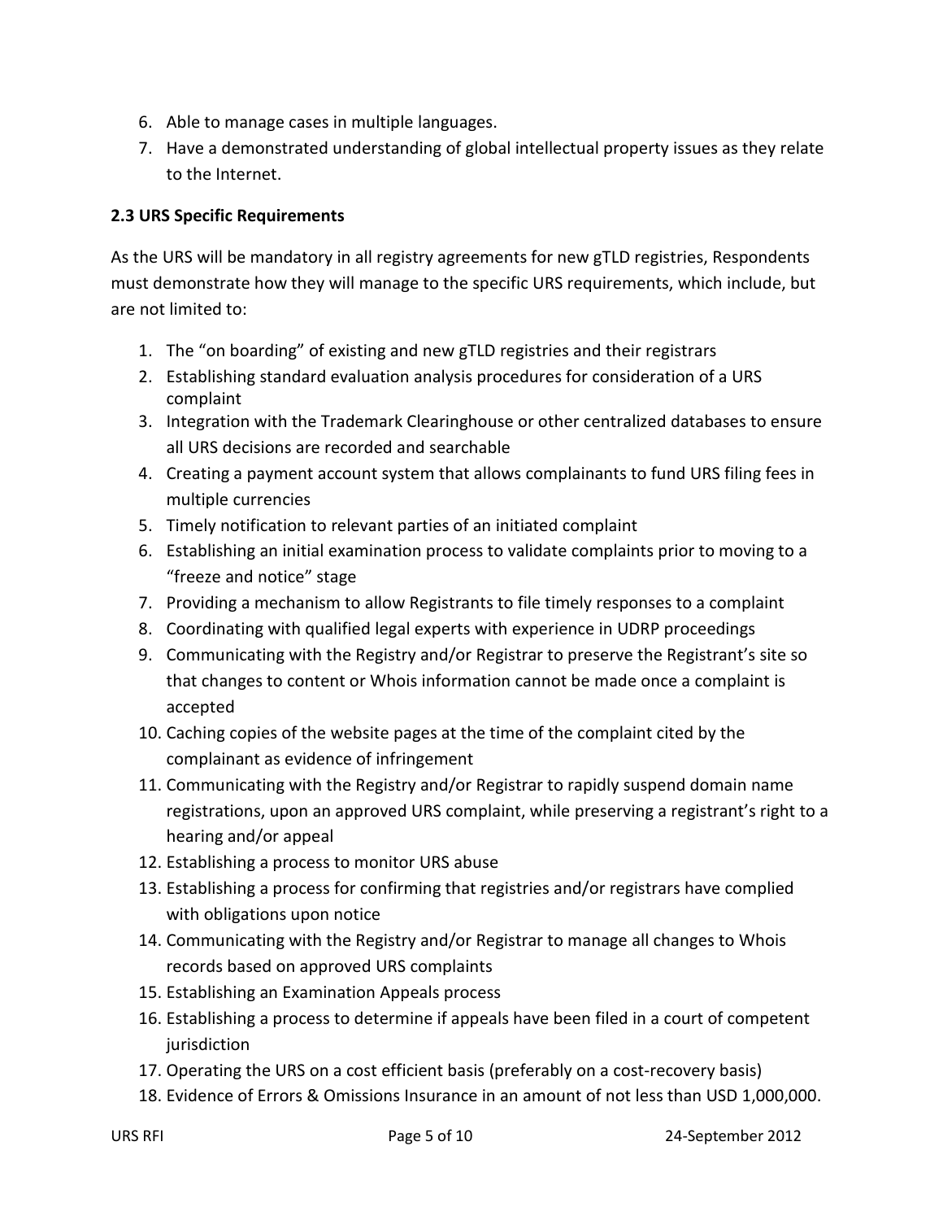6. Able to manage cases in multiple languages.
7. Have a demonstrated understanding of global intellectual property issues as they relate to the Internet.

**2.3 URS Specific Requirements**

As the URS will be mandatory in all registry agreements for new gTLD registries, Respondents must demonstrate how they will manage to the specific URS requirements, which include, but are not limited to:

1. The "on boarding" of existing and new gTLD registries and their registrars
2. Establishing standard evaluation analysis procedures for consideration of a URS complaint
3. Integration with the Trademark Clearinghouse or other centralized databases to ensure all URS decisions are recorded and searchable
4. Creating a payment account system that allows complainants to fund URS filing fees in multiple currencies
5. Timely notification to relevant parties of an initiated complaint
6. Establishing an initial examination process to validate complaints prior to moving to a "freeze and notice" stage
7. Providing a mechanism to allow Registrants to file timely responses to a complaint
8. Coordinating with qualified legal experts with experience in UDRP proceedings
9. Communicating with the Registry and/or Registrar to preserve the Registrant's site so that changes to content or Whois information cannot be made once a complaint is accepted
10. Caching copies of the website pages at the time of the complaint cited by the complainant as evidence of infringement
11. Communicating with the Registry and/or Registrar to rapidly suspend domain name registrations, upon an approved URS complaint, while preserving a registrant's right to a hearing and/or appeal
12. Establishing a process to monitor URS abuse
13. Establishing a process for confirming that registries and/or registrars have complied with obligations upon notice
14. Communicating with the Registry and/or Registrar to manage all changes to Whois records based on approved URS complaints
15. Establishing an Examination Appeals process
16. Establishing a process to determine if appeals have been filed in a court of competent jurisdiction
17. Operating the URS on a cost efficient basis (preferably on a cost-recovery basis)
18. Evidence of Errors & Omissions Insurance in an amount of not less than USD 1,000,000.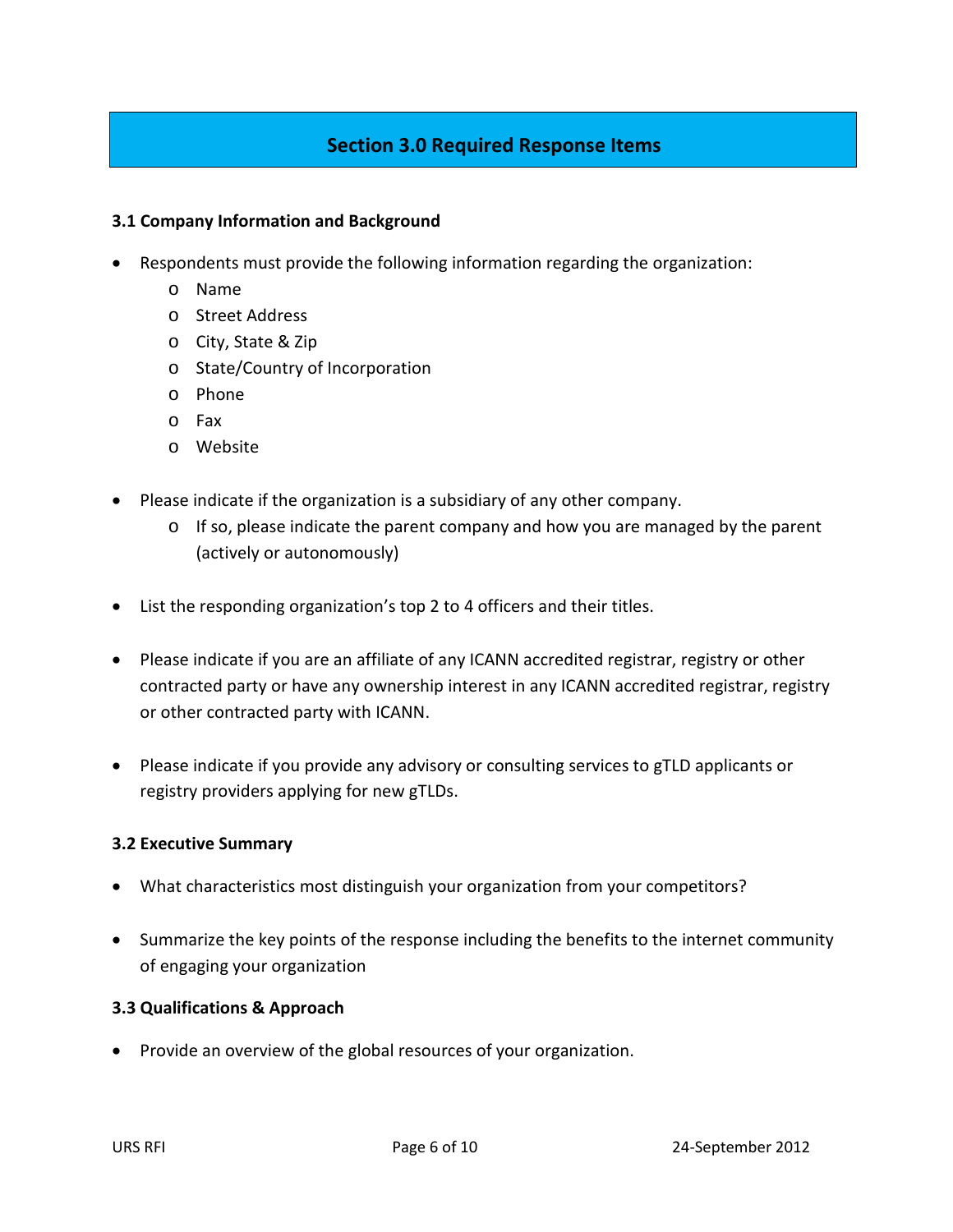## Section 3.0 Required Response Items

### 3.1 Company Information and Background

- Respondents must provide the following information regarding the organization:
  - Name
  - Street Address
  - City, State & Zip
  - State/Country of Incorporation
  - Phone
  - Fax
  - Website

- Please indicate if the organization is a subsidiary of any other company.
  - If so, please indicate the parent company and how you are managed by the parent (actively or autonomously)

- List the responding organization's top 2 to 4 officers and their titles.

- Please indicate if you are an affiliate of any ICANN accredited registrar, registry or other contracted party or have any ownership interest in any ICANN accredited registrar, registry or other contracted party with ICANN.

- Please indicate if you provide any advisory or consulting services to gTLD applicants or registry providers applying for new gTLDs.

### 3.2 Executive Summary

- What characteristics most distinguish your organization from your competitors?

- Summarize the key points of the response including the benefits to the internet community of engaging your organization

### 3.3 Qualifications & Approach

- Provide an overview of the global resources of your organization.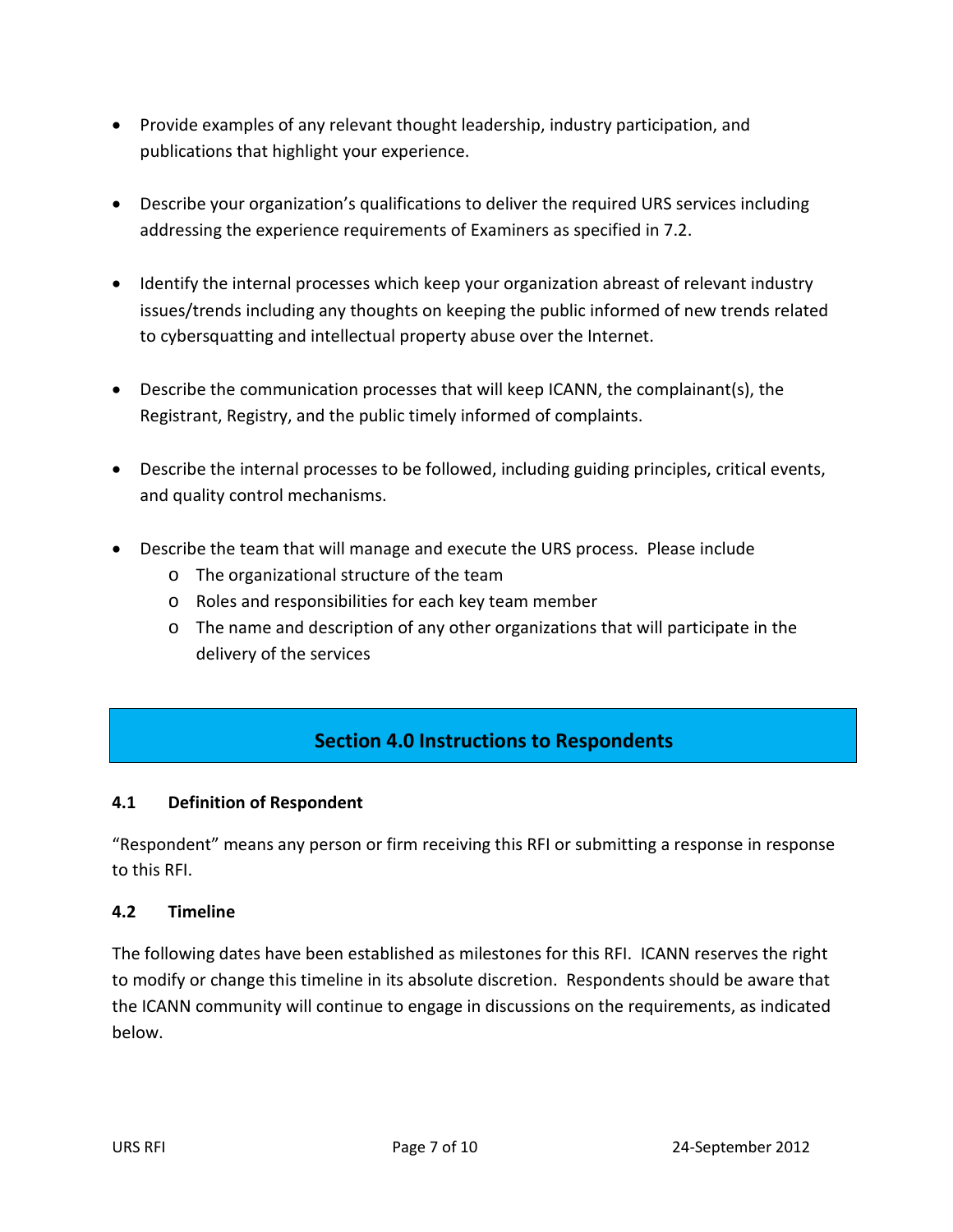- Provide examples of any relevant thought leadership, industry participation, and publications that highlight your experience.

- Describe your organization's qualifications to deliver the required URS services including addressing the experience requirements of Examiners as specified in 7.2.

- Identify the internal processes which keep your organization abreast of relevant industry issues/trends including any thoughts on keeping the public informed of new trends related to cybersquatting and intellectual property abuse over the Internet.

- Describe the communication processes that will keep ICANN, the complainant(s), the Registrant, Registry, and the public timely informed of complaints.

- Describe the internal processes to be followed, including guiding principles, critical events, and quality control mechanisms.

- Describe the team that will manage and execute the URS process. Please include
  - The organizational structure of the team
  - Roles and responsibilities for each key team member
  - The name and description of any other organizations that will participate in the delivery of the services

## Section 4.0 Instructions to Respondents

### 4.1 Definition of Respondent

"Respondent" means any person or firm receiving this RFI or submitting a response in response to this RFI.

### 4.2 Timeline

The following dates have been established as milestones for this RFI. ICANN reserves the right to modify or change this timeline in its absolute discretion. Respondents should be aware that the ICANN community will continue to engage in discussions on the requirements, as indicated below.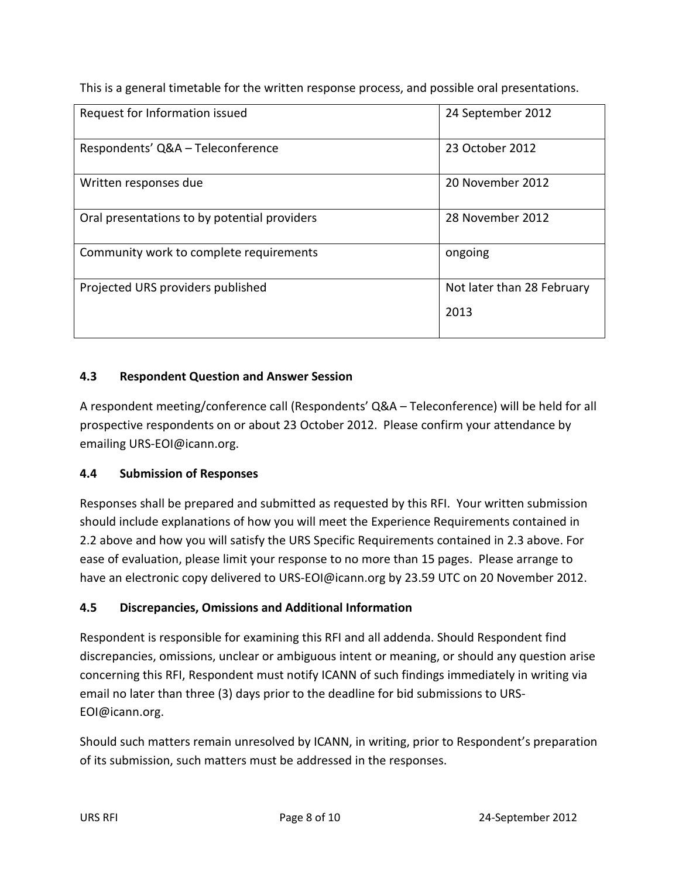This is a general timetable for the written response process, and possible oral presentations.

| Request for Information issued | 24 September 2012 |
|---|---|
| Respondents' Q&A – Teleconference | 23 October 2012 |
| Written responses due | 20 November 2012 |
| Oral presentations to by potential providers | 28 November 2012 |
| Community work to complete requirements | ongoing |
| Projected URS providers published | Not later than 28 February 2013 |

### 4.3 Respondent Question and Answer Session

A respondent meeting/conference call (Respondents' Q&A – Teleconference) will be held for all prospective respondents on or about 23 October 2012. Please confirm your attendance by emailing URS-EOI@icann.org.

### 4.4 Submission of Responses

Responses shall be prepared and submitted as requested by this RFI. Your written submission should include explanations of how you will meet the Experience Requirements contained in 2.2 above and how you will satisfy the URS Specific Requirements contained in 2.3 above. For ease of evaluation, please limit your response to no more than 15 pages. Please arrange to have an electronic copy delivered to URS-EOI@icann.org by 23.59 UTC on 20 November 2012.

### 4.5 Discrepancies, Omissions and Additional Information

Respondent is responsible for examining this RFI and all addenda. Should Respondent find discrepancies, omissions, unclear or ambiguous intent or meaning, or should any question arise concerning this RFI, Respondent must notify ICANN of such findings immediately in writing via email no later than three (3) days prior to the deadline for bid submissions to URS-EOI@icann.org.

Should such matters remain unresolved by ICANN, in writing, prior to Respondent's preparation of its submission, such matters must be addressed in the responses.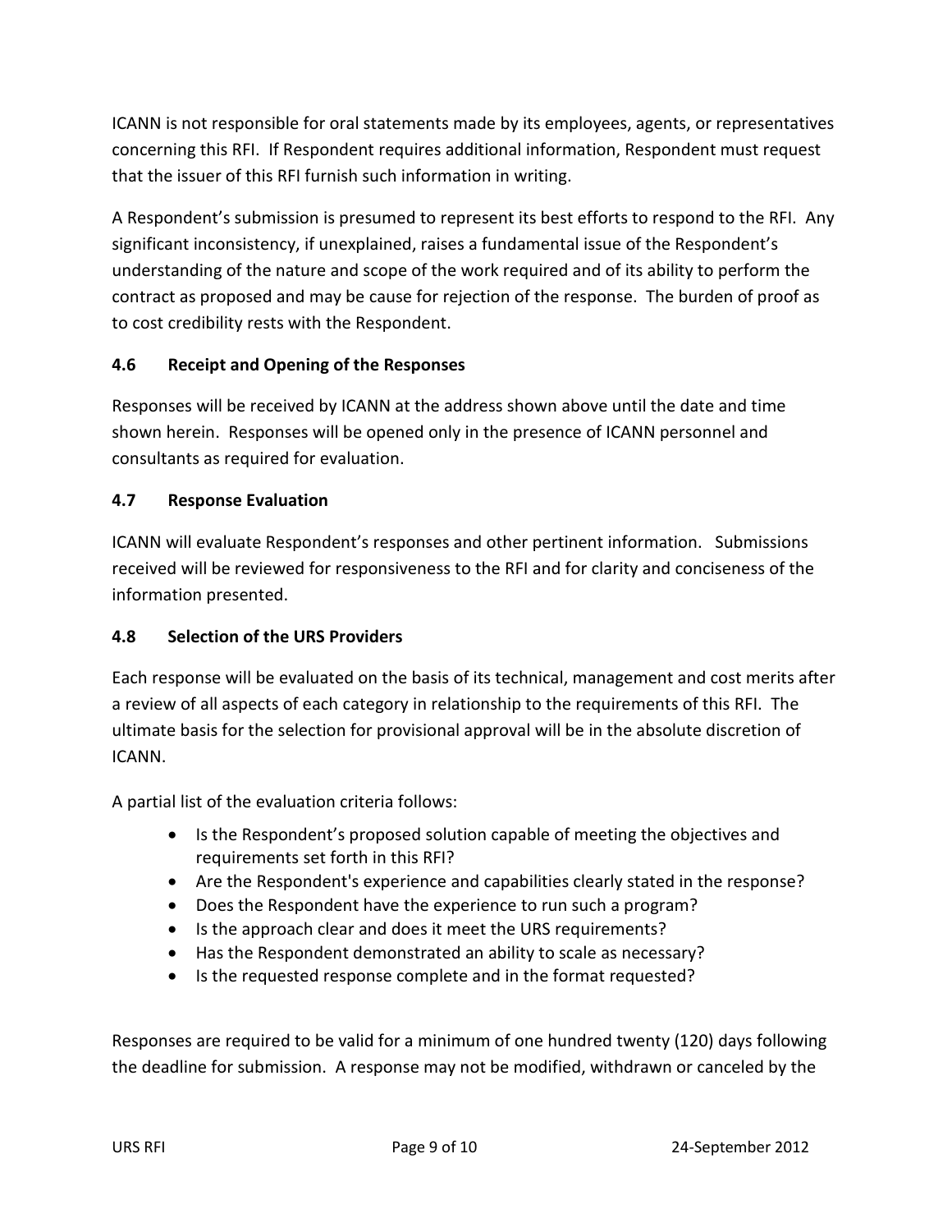ICANN is not responsible for oral statements made by its employees, agents, or representatives concerning this RFI. If Respondent requires additional information, Respondent must request that the issuer of this RFI furnish such information in writing.

A Respondent's submission is presumed to represent its best efforts to respond to the RFI. Any significant inconsistency, if unexplained, raises a fundamental issue of the Respondent's understanding of the nature and scope of the work required and of its ability to perform the contract as proposed and may be cause for rejection of the response. The burden of proof as to cost credibility rests with the Respondent.

### 4.6 Receipt and Opening of the Responses

Responses will be received by ICANN at the address shown above until the date and time shown herein. Responses will be opened only in the presence of ICANN personnel and consultants as required for evaluation.

### 4.7 Response Evaluation

ICANN will evaluate Respondent's responses and other pertinent information. Submissions received will be reviewed for responsiveness to the RFI and for clarity and conciseness of the information presented.

### 4.8 Selection of the URS Providers

Each response will be evaluated on the basis of its technical, management and cost merits after a review of all aspects of each category in relationship to the requirements of this RFI. The ultimate basis for the selection for provisional approval will be in the absolute discretion of ICANN.

A partial list of the evaluation criteria follows:

- Is the Respondent's proposed solution capable of meeting the objectives and requirements set forth in this RFI?
- Are the Respondent's experience and capabilities clearly stated in the response?
- Does the Respondent have the experience to run such a program?
- Is the approach clear and does it meet the URS requirements?
- Has the Respondent demonstrated an ability to scale as necessary?
- Is the requested response complete and in the format requested?

Responses are required to be valid for a minimum of one hundred twenty (120) days following the deadline for submission. A response may not be modified, withdrawn or canceled by the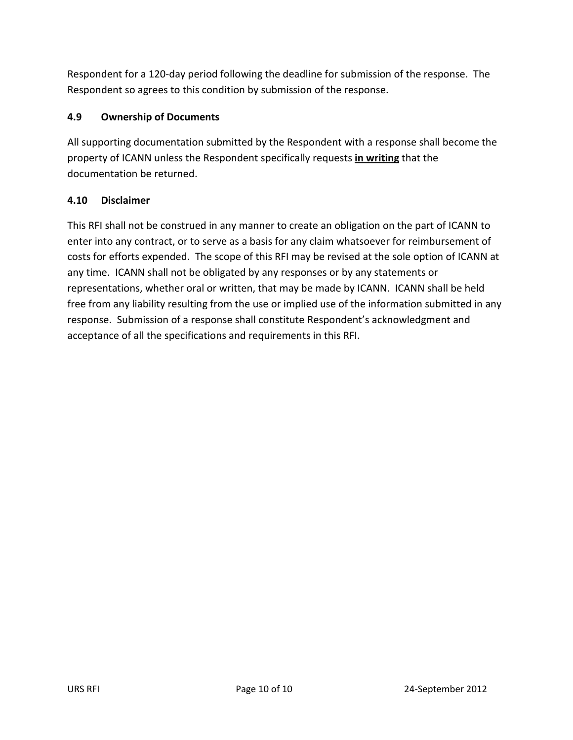Respondent for a 120-day period following the deadline for submission of the response. The Respondent so agrees to this condition by submission of the response.

### 4.9 Ownership of Documents

All supporting documentation submitted by the Respondent with a response shall become the property of ICANN unless the Respondent specifically requests **in writing** that the documentation be returned.

### 4.10 Disclaimer

This RFI shall not be construed in any manner to create an obligation on the part of ICANN to enter into any contract, or to serve as a basis for any claim whatsoever for reimbursement of costs for efforts expended. The scope of this RFI may be revised at the sole option of ICANN at any time. ICANN shall not be obligated by any responses or by any statements or representations, whether oral or written, that may be made by ICANN. ICANN shall be held free from any liability resulting from the use or implied use of the information submitted in any response. Submission of a response shall constitute Respondent's acknowledgment and acceptance of all the specifications and requirements in this RFI.